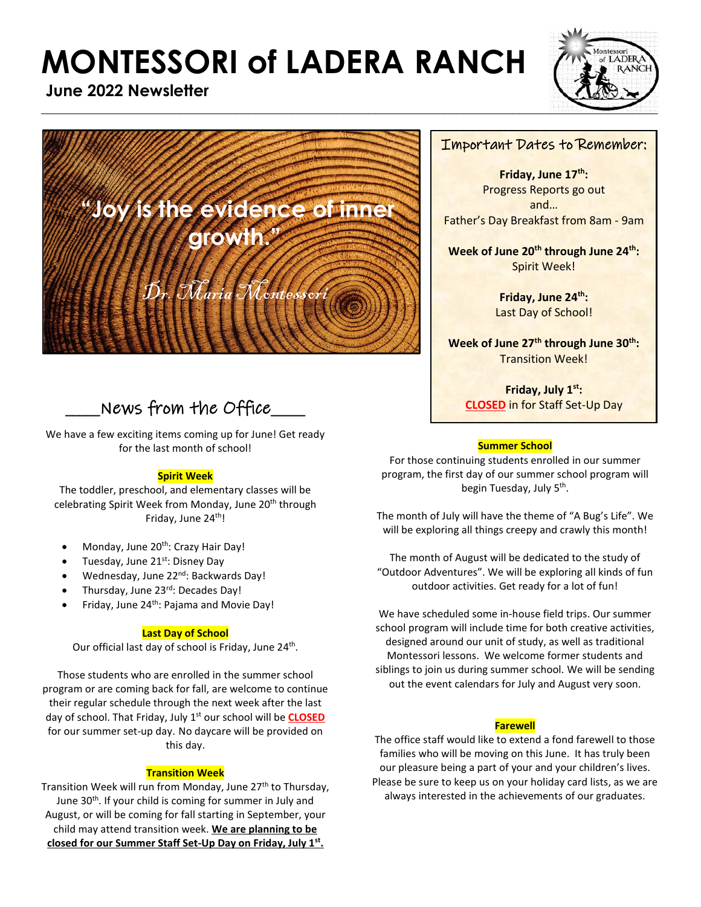# MONTESSORI of LADERA RANCH

**June 2022 Newsletter**

"Joy is the evidence of inner growth."

*Dr. Maria Montessori*

## Important Dates to Remember:

**Friday, June 17th:**
Progress Reports go out
and…
Father's Day Breakfast from 8am - 9am

**Week of June 20th through June 24th:**
Spirit Week!

**Friday, June 24th:**
Last Day of School!

**Week of June 27th through June 30th:**
Transition Week!

**Friday, July 1st:**
**CLOSED** in for Staff Set-Up Day

## News from the Office

We have a few exciting items coming up for June! Get ready for the last month of school!

### Spirit Week

The toddler, preschool, and elementary classes will be celebrating Spirit Week from Monday, June 20th through Friday, June 24th!

- Monday, June 20th: Crazy Hair Day!
- Tuesday, June 21st: Disney Day
- Wednesday, June 22nd: Backwards Day!
- Thursday, June 23rd: Decades Day!
- Friday, June 24th: Pajama and Movie Day!

### Last Day of School

Our official last day of school is Friday, June 24th.

Those students who are enrolled in the summer school program or are coming back for fall, are welcome to continue their regular schedule through the next week after the last day of school. That Friday, July 1st our school will be **CLOSED** for our summer set-up day. No daycare will be provided on this day.

### Transition Week

Transition Week will run from Monday, June 27th to Thursday, June 30th. If your child is coming for summer in July and August, or will be coming for fall starting in September, your child may attend transition week. **We are planning to be closed for our Summer Staff Set-Up Day on Friday, July 1st.**

### Summer School

For those continuing students enrolled in our summer program, the first day of our summer school program will begin Tuesday, July 5th.

The month of July will have the theme of "A Bug's Life". We will be exploring all things creepy and crawly this month!

The month of August will be dedicated to the study of "Outdoor Adventures". We will be exploring all kinds of fun outdoor activities. Get ready for a lot of fun!

We have scheduled some in-house field trips. Our summer school program will include time for both creative activities, designed around our unit of study, as well as traditional Montessori lessons. We welcome former students and siblings to join us during summer school. We will be sending out the event calendars for July and August very soon.

### Farewell

The office staff would like to extend a fond farewell to those families who will be moving on this June. It has truly been our pleasure being a part of your and your children's lives. Please be sure to keep us on your holiday card lists, as we are always interested in the achievements of our graduates.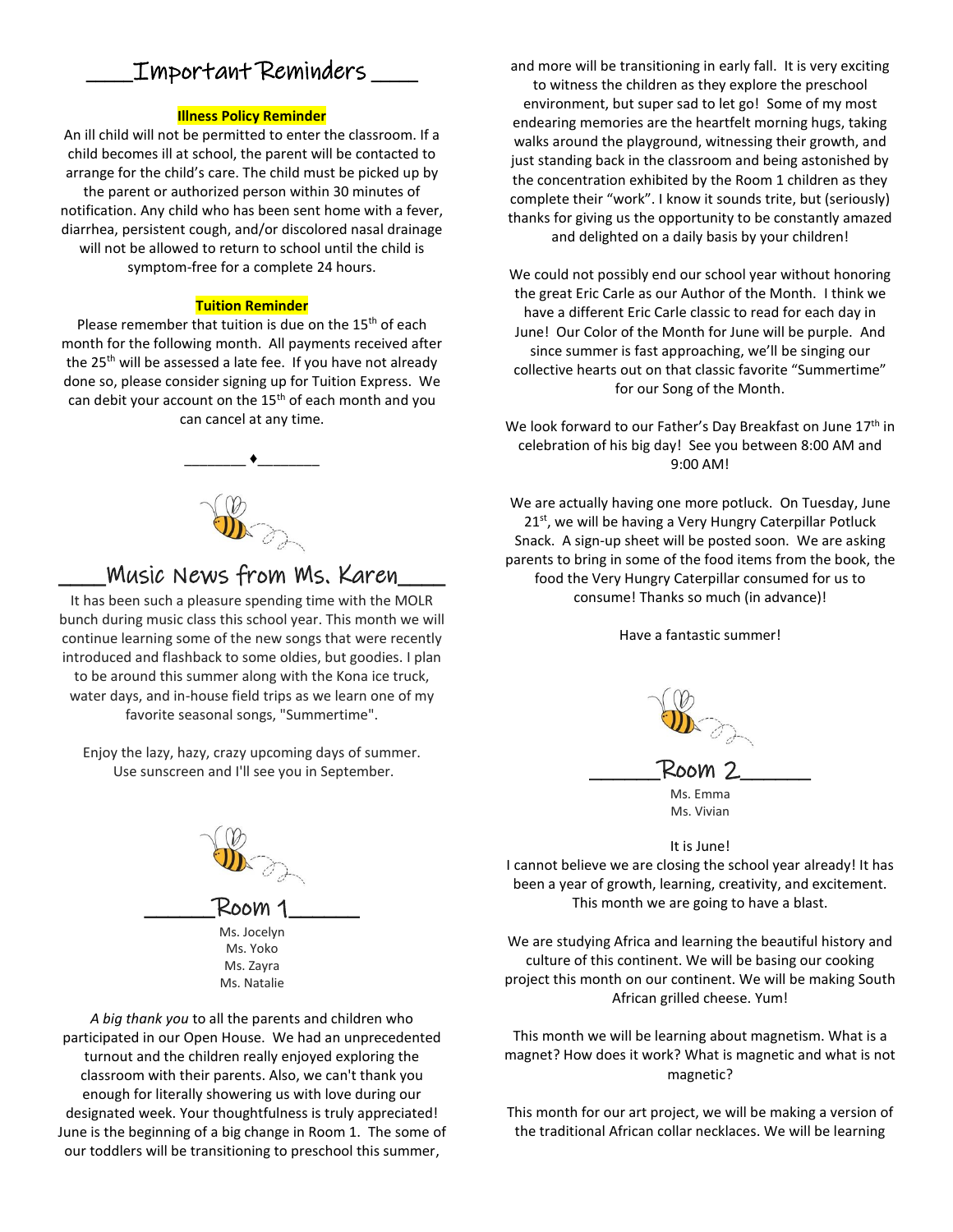## Important Reminders

**Illness Policy Reminder**

An ill child will not be permitted to enter the classroom. If a child becomes ill at school, the parent will be contacted to arrange for the child's care. The child must be picked up by the parent or authorized person within 30 minutes of notification. Any child who has been sent home with a fever, diarrhea, persistent cough, and/or discolored nasal drainage will not be allowed to return to school until the child is symptom-free for a complete 24 hours.

**Tuition Reminder**

Please remember that tuition is due on the 15th of each month for the following month. All payments received after the 25th will be assessed a late fee. If you have not already done so, please consider signing up for Tuition Express. We can debit your account on the 15th of each month and you can cancel at any time.

_______ ♦_______

## Music News from Ms. Karen

It has been such a pleasure spending time with the MOLR bunch during music class this school year. This month we will continue learning some of the new songs that were recently introduced and flashback to some oldies, but goodies. I plan to be around this summer along with the Kona ice truck, water days, and in-house field trips as we learn one of my favorite seasonal songs, "Summertime".

Enjoy the lazy, hazy, crazy upcoming days of summer. Use sunscreen and I'll see you in September.

## Room 1

Ms. Jocelyn
Ms. Yoko
Ms. Zayra
Ms. Natalie

*A big thank you* to all the parents and children who participated in our Open House. We had an unprecedented turnout and the children really enjoyed exploring the classroom with their parents. Also, we can't thank you enough for literally showering us with love during our designated week. Your thoughtfulness is truly appreciated! June is the beginning of a big change in Room 1. The some of our toddlers will be transitioning to preschool this summer, and more will be transitioning in early fall. It is very exciting to witness the children as they explore the preschool environment, but super sad to let go! Some of my most endearing memories are the heartfelt morning hugs, taking walks around the playground, witnessing their growth, and just standing back in the classroom and being astonished by the concentration exhibited by the Room 1 children as they complete their "work". I know it sounds trite, but (seriously) thanks for giving us the opportunity to be constantly amazed and delighted on a daily basis by your children!

We could not possibly end our school year without honoring the great Eric Carle as our Author of the Month. I think we have a different Eric Carle classic to read for each day in June! Our Color of the Month for June will be purple. And since summer is fast approaching, we'll be singing our collective hearts out on that classic favorite "Summertime" for our Song of the Month.

We look forward to our Father's Day Breakfast on June 17th in celebration of his big day! See you between 8:00 AM and 9:00 AM!

We are actually having one more potluck. On Tuesday, June 21st, we will be having a Very Hungry Caterpillar Potluck Snack. A sign-up sheet will be posted soon. We are asking parents to bring in some of the food items from the book, the food the Very Hungry Caterpillar consumed for us to consume! Thanks so much (in advance)!

Have a fantastic summer!

## Room 2

Ms. Emma
Ms. Vivian

It is June!
I cannot believe we are closing the school year already! It has been a year of growth, learning, creativity, and excitement. This month we are going to have a blast.

We are studying Africa and learning the beautiful history and culture of this continent. We will be basing our cooking project this month on our continent. We will be making South African grilled cheese. Yum!

This month we will be learning about magnetism. What is a magnet? How does it work? What is magnetic and what is not magnetic?

This month for our art project, we will be making a version of the traditional African collar necklaces. We will be learning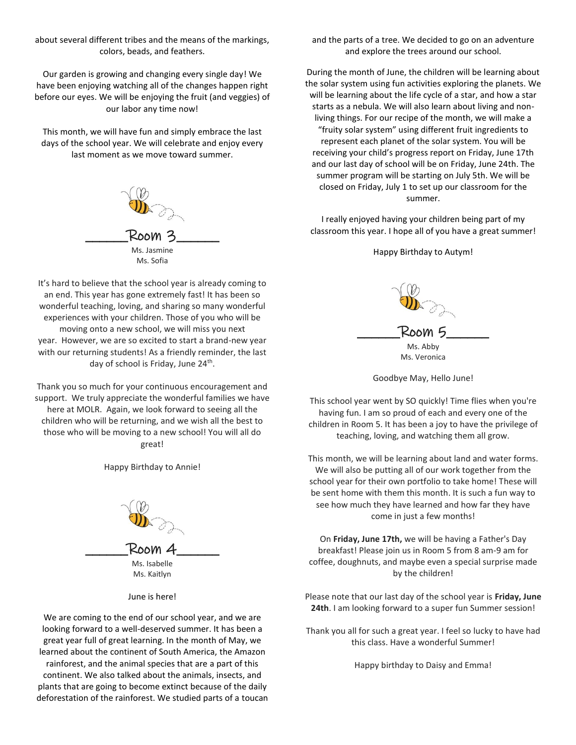about several different tribes and the means of the markings, colors, beads, and feathers.

Our garden is growing and changing every single day! We have been enjoying watching all of the changes happen right before our eyes. We will be enjoying the fruit (and veggies) of our labor any time now!

This month, we will have fun and simply embrace the last days of the school year. We will celebrate and enjoy every last moment as we move toward summer.

## Room 3

Ms. Jasmine
Ms. Sofia

It's hard to believe that the school year is already coming to an end. This year has gone extremely fast! It has been so wonderful teaching, loving, and sharing so many wonderful experiences with your children. Those of you who will be moving onto a new school, we will miss you next year. However, we are so excited to start a brand-new year with our returning students! As a friendly reminder, the last day of school is Friday, June 24th.

Thank you so much for your continuous encouragement and support. We truly appreciate the wonderful families we have here at MOLR. Again, we look forward to seeing all the children who will be returning, and we wish all the best to those who will be moving to a new school! You will all do great!

Happy Birthday to Annie!

## Room 4

Ms. Isabelle
Ms. Kaitlyn

June is here!

We are coming to the end of our school year, and we are looking forward to a well-deserved summer. It has been a great year full of great learning. In the month of May, we learned about the continent of South America, the Amazon rainforest, and the animal species that are a part of this continent. We also talked about the animals, insects, and plants that are going to become extinct because of the daily deforestation of the rainforest. We studied parts of a toucan and the parts of a tree. We decided to go on an adventure and explore the trees around our school.

During the month of June, the children will be learning about the solar system using fun activities exploring the planets. We will be learning about the life cycle of a star, and how a star starts as a nebula. We will also learn about living and non-living things. For our recipe of the month, we will make a "fruity solar system" using different fruit ingredients to represent each planet of the solar system. You will be receiving your child's progress report on Friday, June 17th and our last day of school will be on Friday, June 24th. The summer program will be starting on July 5th. We will be closed on Friday, July 1 to set up our classroom for the summer.

I really enjoyed having your children being part of my classroom this year. I hope all of you have a great summer!

Happy Birthday to Autym!

## Room 5

Ms. Abby
Ms. Veronica

Goodbye May, Hello June!

This school year went by SO quickly! Time flies when you're having fun. I am so proud of each and every one of the children in Room 5. It has been a joy to have the privilege of teaching, loving, and watching them all grow.

This month, we will be learning about land and water forms. We will also be putting all of our work together from the school year for their own portfolio to take home! These will be sent home with them this month. It is such a fun way to see how much they have learned and how far they have come in just a few months!

On **Friday, June 17th,** we will be having a Father's Day breakfast! Please join us in Room 5 from 8 am-9 am for coffee, doughnuts, and maybe even a special surprise made by the children!

Please note that our last day of the school year is **Friday, June 24th**. I am looking forward to a super fun Summer session!

Thank you all for such a great year. I feel so lucky to have had this class. Have a wonderful Summer!

Happy birthday to Daisy and Emma!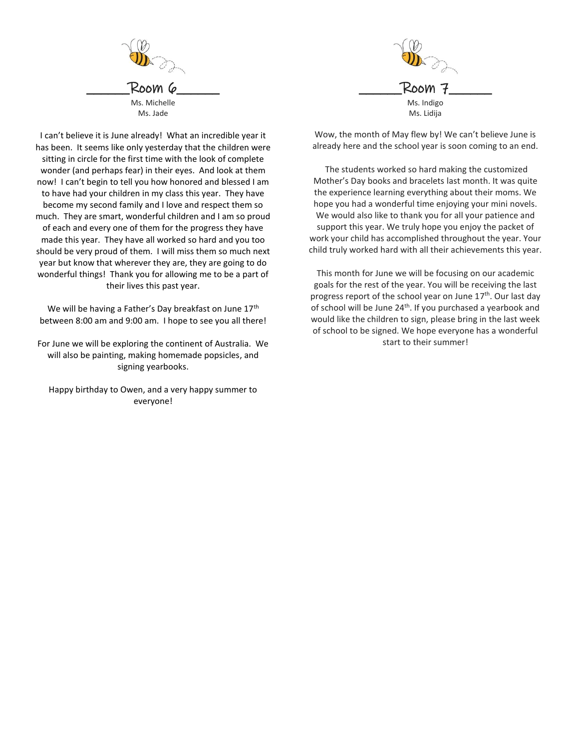## Room 6

Ms. Michelle
Ms. Jade

I can't believe it is June already! What an incredible year it has been. It seems like only yesterday that the children were sitting in circle for the first time with the look of complete wonder (and perhaps fear) in their eyes. And look at them now! I can't begin to tell you how honored and blessed I am to have had your children in my class this year. They have become my second family and I love and respect them so much. They are smart, wonderful children and I am so proud of each and every one of them for the progress they have made this year. They have all worked so hard and you too should be very proud of them. I will miss them so much next year but know that wherever they are, they are going to do wonderful things! Thank you for allowing me to be a part of their lives this past year.

We will be having a Father's Day breakfast on June 17th between 8:00 am and 9:00 am. I hope to see you all there!

For June we will be exploring the continent of Australia. We will also be painting, making homemade popsicles, and signing yearbooks.

Happy birthday to Owen, and a very happy summer to everyone!

## Room 7

Ms. Indigo
Ms. Lidija

Wow, the month of May flew by! We can't believe June is already here and the school year is soon coming to an end.

The students worked so hard making the customized Mother's Day books and bracelets last month. It was quite the experience learning everything about their moms. We hope you had a wonderful time enjoying your mini novels. We would also like to thank you for all your patience and support this year. We truly hope you enjoy the packet of work your child has accomplished throughout the year. Your child truly worked hard with all their achievements this year.

This month for June we will be focusing on our academic goals for the rest of the year. You will be receiving the last progress report of the school year on June 17th. Our last day of school will be June 24th. If you purchased a yearbook and would like the children to sign, please bring in the last week of school to be signed. We hope everyone has a wonderful start to their summer!